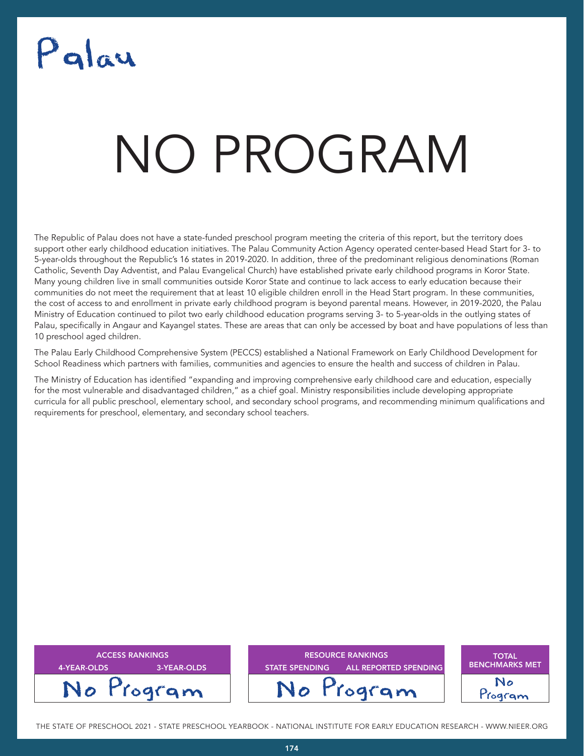# Palau

# NO PROGRAM

The Republic of Palau does not have a state-funded preschool program meeting the criteria of this report, but the territory does support other early childhood education initiatives. The Palau Community Action Agency operated center-based Head Start for 3- to 5-year-olds throughout the Republic's 16 states in 2019-2020. In addition, three of the predominant religious denominations (Roman Catholic, Seventh Day Adventist, and Palau Evangelical Church) have established private early childhood programs in Koror State. Many young children live in small communities outside Koror State and continue to lack access to early education because their communities do not meet the requirement that at least 10 eligible children enroll in the Head Start program. In these communities, the cost of access to and enrollment in private early childhood program is beyond parental means. However, in 2019-2020, the Palau Ministry of Education continued to pilot two early childhood education programs serving 3- to 5-year-olds in the outlying states of Palau, specifically in Angaur and Kayangel states. These are areas that can only be accessed by boat and have populations of less than 10 preschool aged children.

The Palau Early Childhood Comprehensive System (PECCS) established a National Framework on Early Childhood Development for School Readiness which partners with families, communities and agencies to ensure the health and success of children in Palau.

The Ministry of Education has identified "expanding and improving comprehensive early childhood care and education, especially for the most vulnerable and disadvantaged children," as a chief goal. Ministry responsibilities include developing appropriate curricula for all public preschool, elementary school, and secondary school programs, and recommending minimum qualifications and requirements for preschool, elementary, and secondary school teachers.

| ACCESS RANKINGS | |
|---|---|
| 4-YEAR-OLDS | 3-YEAR-OLDS |
| No Program | |

| RESOURCE RANKINGS | |
|---|---|
| STATE SPENDING | ALL REPORTED SPENDING |
| No Program | |

| TOTAL BENCHMARKS MET |
|---|
| No Program |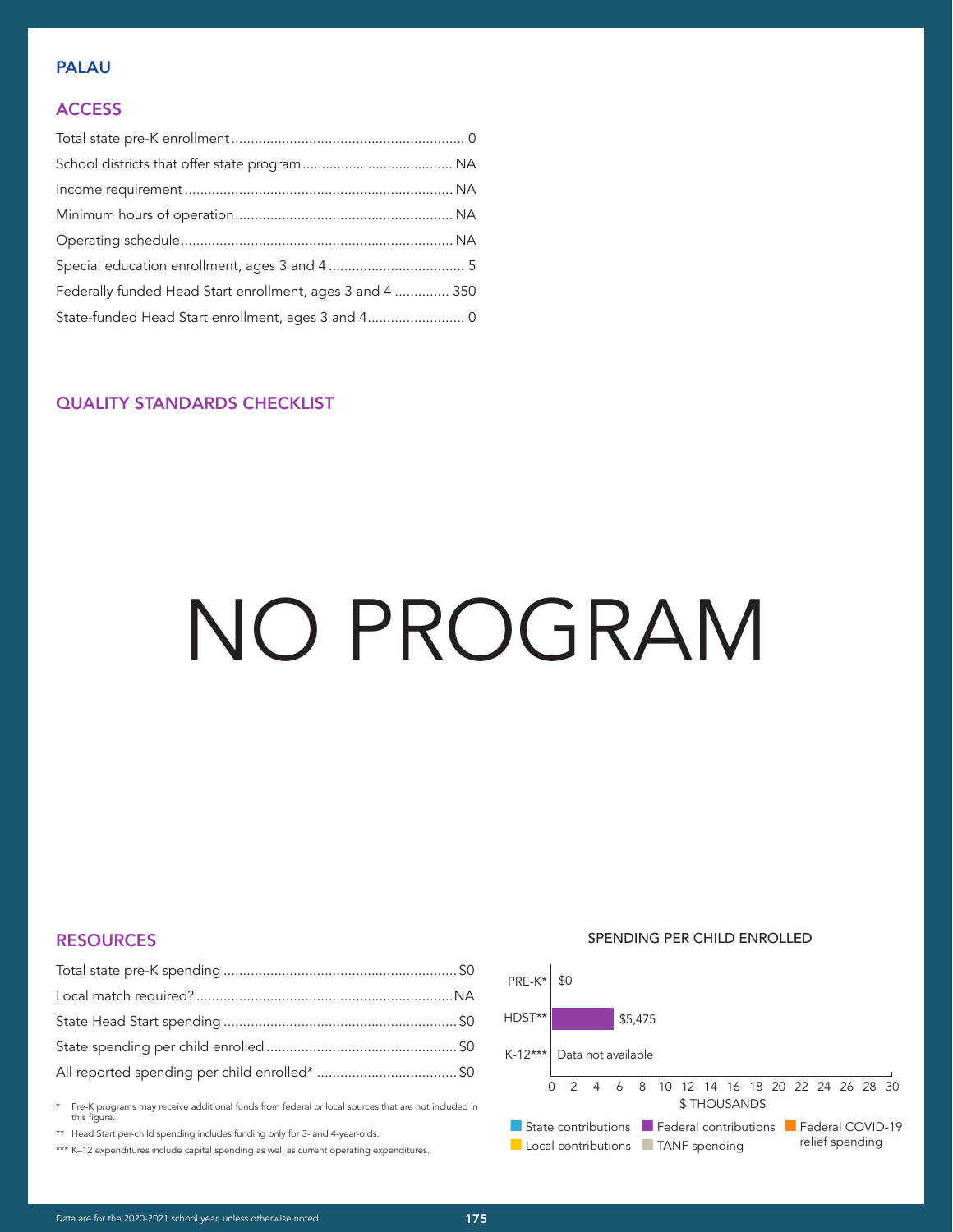## PALAU

### ACCESS

| | |
|---|---|
| Total state pre-K enrollment | 0 |
| School districts that offer state program | NA |
| Income requirement | NA |
| Minimum hours of operation | NA |
| Operating schedule | NA |
| Special education enrollment, ages 3 and 4 | 5 |
| Federally funded Head Start enrollment, ages 3 and 4 | 350 |
| State-funded Head Start enrollment, ages 3 and 4 | 0 |

### QUALITY STANDARDS CHECKLIST

# NO PROGRAM

### RESOURCES

| | |
|---|---|
| Total state pre-K spending | $0 |
| Local match required? | NA |
| State Head Start spending | $0 |
| State spending per child enrolled | $0 |
| All reported spending per child enrolled* | $0 |

\* Pre-K programs may receive additional funds from federal or local sources that are not included in this figure.

** Head Start per-child spending includes funding only for 3- and 4-year-olds.

*** K–12 expenditures include capital spending as well as current operating expenditures.

SPENDING PER CHILD ENROLLED

PRE-K* $0

HDST** $5,475

K-12*** Data not available

0 2 4 6 8 10 12 14 16 18 20 22 24 26 28 30

$ THOUSANDS

State contributions, Federal contributions, Federal COVID-19 relief spending, Local contributions, TANF spending

Data are for the 2020-2021 school year, unless otherwise noted.